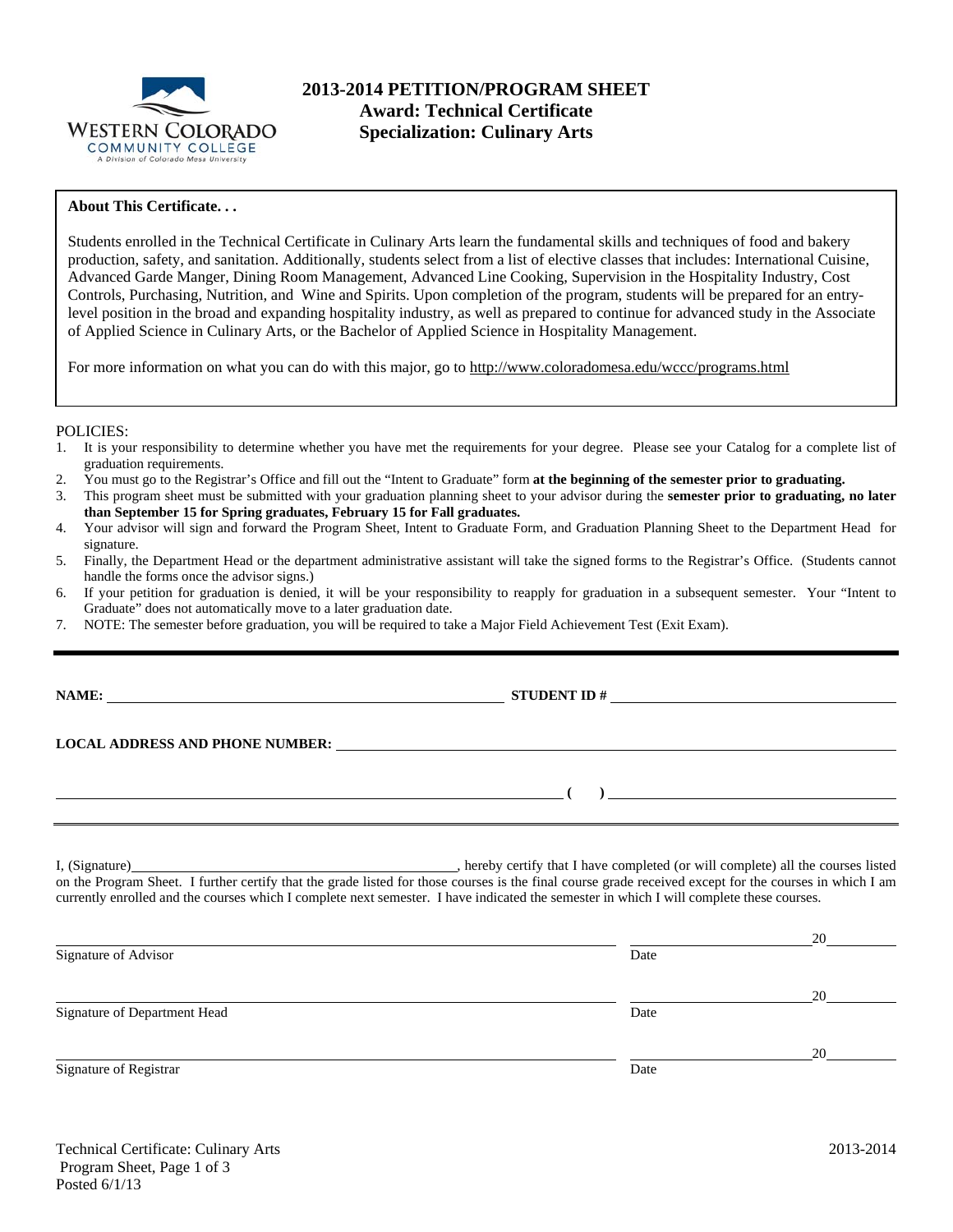# 2013-2014 PETITION/PROGRAM SHEET
## Award: Technical Certificate
## Specialization: Culinary Arts

**About This Certificate. . .**

Students enrolled in the Technical Certificate in Culinary Arts learn the fundamental skills and techniques of food and bakery production, safety, and sanitation. Additionally, students select from a list of elective classes that includes: International Cuisine, Advanced Garde Manger, Dining Room Management, Advanced Line Cooking, Supervision in the Hospitality Industry, Cost Controls, Purchasing, Nutrition, and Wine and Spirits. Upon completion of the program, students will be prepared for an entry-level position in the broad and expanding hospitality industry, as well as prepared to continue for advanced study in the Associate of Applied Science in Culinary Arts, or the Bachelor of Applied Science in Hospitality Management.

For more information on what you can do with this major, go to http://www.coloradomesa.edu/wccc/programs.html

POLICIES:

1. It is your responsibility to determine whether you have met the requirements for your degree. Please see your Catalog for a complete list of graduation requirements.
2. You must go to the Registrar's Office and fill out the "Intent to Graduate" form **at the beginning of the semester prior to graduating.**
3. This program sheet must be submitted with your graduation planning sheet to your advisor during the **semester prior to graduating, no later than September 15 for Spring graduates, February 15 for Fall graduates.**
4. Your advisor will sign and forward the Program Sheet, Intent to Graduate Form, and Graduation Planning Sheet to the Department Head for signature.
5. Finally, the Department Head or the department administrative assistant will take the signed forms to the Registrar's Office. (Students cannot handle the forms once the advisor signs.)
6. If your petition for graduation is denied, it will be your responsibility to reapply for graduation in a subsequent semester. Your "Intent to Graduate" does not automatically move to a later graduation date.
7. NOTE: The semester before graduation, you will be required to take a Major Field Achievement Test (Exit Exam).

---

**NAME:** ______________________________ **STUDENT ID #** ______________________________

**LOCAL ADDRESS AND PHONE NUMBER:** ______________________________

______________________________ **(   )** ______________________________

---

I, (Signature)______________________________, hereby certify that I have completed (or will complete) all the courses listed on the Program Sheet. I further certify that the grade listed for those courses is the final course grade received except for the courses in which I am currently enrolled and the courses which I complete next semester. I have indicated the semester in which I will complete these courses.

______________________________ ______________ 20______
Signature of Advisor Date

______________________________ ______________ 20______
Signature of Department Head Date

______________________________ ______________ 20______
Signature of Registrar Date

Technical Certificate: Culinary Arts
Posted 6/1/13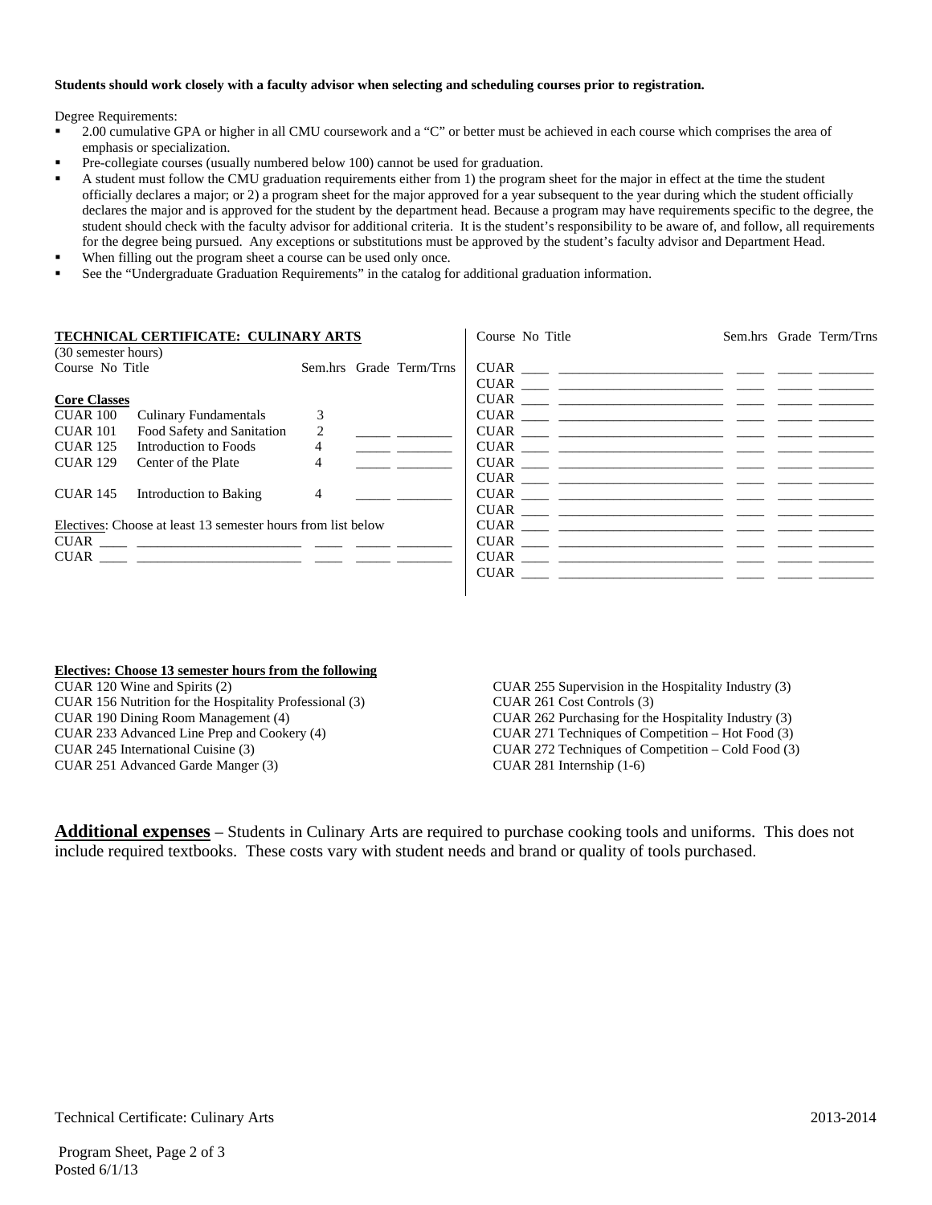**Students should work closely with a faculty advisor when selecting and scheduling courses prior to registration.**

Degree Requirements:

- 2.00 cumulative GPA or higher in all CMU coursework and a "C" or better must be achieved in each course which comprises the area of emphasis or specialization.
- Pre-collegiate courses (usually numbered below 100) cannot be used for graduation.
- A student must follow the CMU graduation requirements either from 1) the program sheet for the major in effect at the time the student officially declares a major; or 2) a program sheet for the major approved for a year subsequent to the year during which the student officially declares the major and is approved for the student by the department head. Because a program may have requirements specific to the degree, the student should check with the faculty advisor for additional criteria. It is the student's responsibility to be aware of, and follow, all requirements for the degree being pursued. Any exceptions or substitutions must be approved by the student's faculty advisor and Department Head.
- When filling out the program sheet a course can be used only once.
- See the "Undergraduate Graduation Requirements" in the catalog for additional graduation information.

**TECHNICAL CERTIFICATE: CULINARY ARTS**

(30 semester hours)

| Course | No | Title | Sem.hrs | Grade | Term/Trns |
|---|---|---|---|---|---|
| **Core Classes** | | | | | |
| CUAR | 100 | Culinary Fundamentals | 3 | | |
| CUAR | 101 | Food Safety and Sanitation | 2 | | |
| CUAR | 125 | Introduction to Foods | 4 | | |
| CUAR | 129 | Center of the Plate | 4 | | |
| CUAR | 145 | Introduction to Baking | 4 | | |
| Electives: Choose at least 13 semester hours from list below | | | | | |
| CUAR | | | | | |
| CUAR | | | | | |

| Course | No | Title | Sem.hrs | Grade | Term/Trns |
|---|---|---|---|---|---|
| CUAR | | | | | |
| CUAR | | | | | |
| CUAR | | | | | |
| CUAR | | | | | |
| CUAR | | | | | |
| CUAR | | | | | |
| CUAR | | | | | |
| CUAR | | | | | |
| CUAR | | | | | |
| CUAR | | | | | |
| CUAR | | | | | |
| CUAR | | | | | |
| CUAR | | | | | |
| CUAR | | | | | |
| CUAR | | | | | |

**Electives: Choose 13 semester hours from the following**

CUAR 120 Wine and Spirits (2)
CUAR 156 Nutrition for the Hospitality Professional (3)
CUAR 190 Dining Room Management (4)
CUAR 233 Advanced Line Prep and Cookery (4)
CUAR 245 International Cuisine (3)
CUAR 251 Advanced Garde Manger (3)
CUAR 255 Supervision in the Hospitality Industry (3)
CUAR 261 Cost Controls (3)
CUAR 262 Purchasing for the Hospitality Industry (3)
CUAR 271 Techniques of Competition – Hot Food (3)
CUAR 272 Techniques of Competition – Cold Food (3)
CUAR 281 Internship (1-6)

**Additional expenses** – Students in Culinary Arts are required to purchase cooking tools and uniforms. This does not include required textbooks. These costs vary with student needs and brand or quality of tools purchased.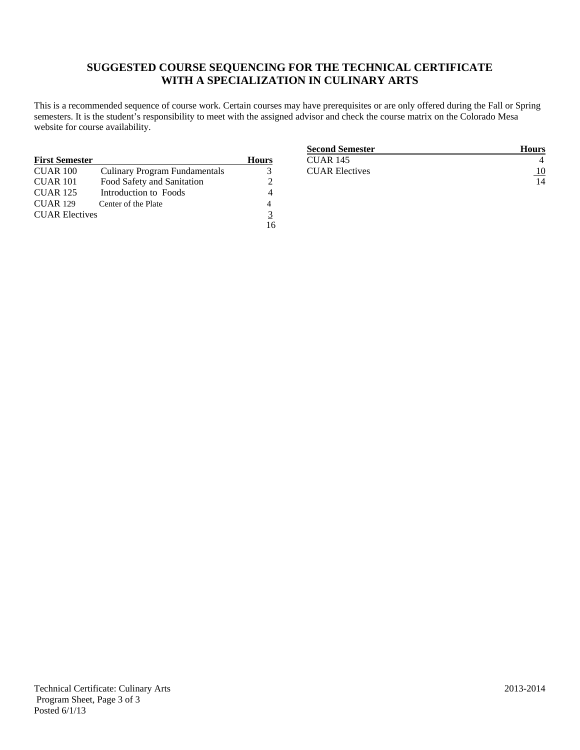## SUGGESTED COURSE SEQUENCING FOR THE TECHNICAL CERTIFICATE WITH A SPECIALIZATION IN CULINARY ARTS

This is a recommended sequence of course work. Certain courses may have prerequisites or are only offered during the Fall or Spring semesters. It is the student's responsibility to meet with the assigned advisor and check the course matrix on the Colorado Mesa website for course availability.

| First Semester | | Hours |
|---|---|---|
| CUAR 100 | Culinary Program Fundamentals | 3 |
| CUAR 101 | Food Safety and Sanitation | 2 |
| CUAR 125 | Introduction to Foods | 4 |
| CUAR 129 | Center of the Plate | 4 |
| CUAR Electives | | 3 |
| | | 16 |

| Second Semester | Hours |
|---|---|
| CUAR 145 | 4 |
| CUAR Electives | 10 |
| | 14 |